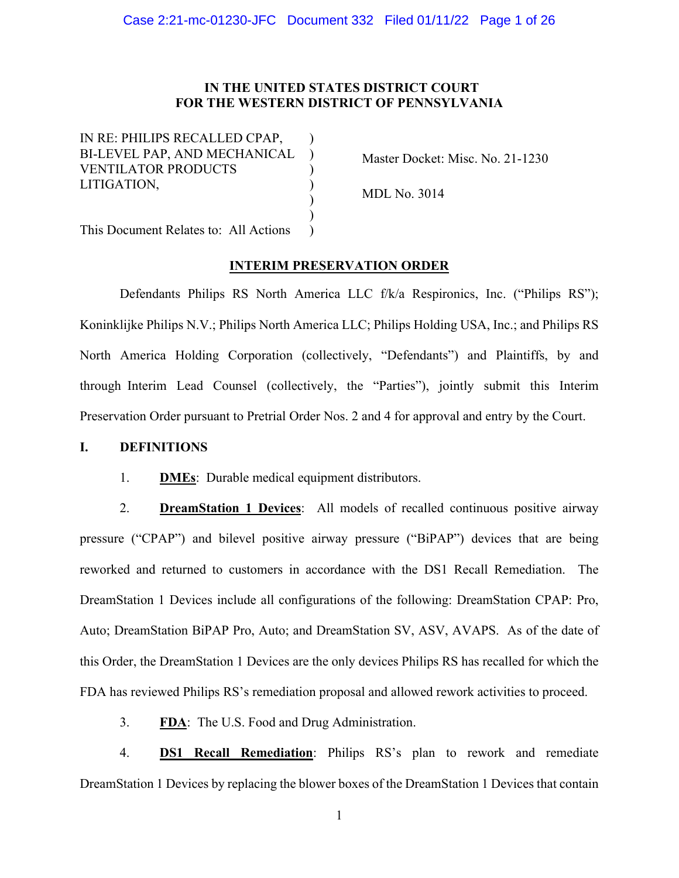**IN THE UNITED STATES DISTRICT COURT**
**FOR THE WESTERN DISTRICT OF PENNSYLVANIA**

| | | |
|---|---|---|
| IN RE: PHILIPS RECALLED CPAP, BI-LEVEL PAP, AND MECHANICAL VENTILATOR PRODUCTS LITIGATION, | ) | Master Docket: Misc. No. 21-1230 |
| | ) | MDL No. 3014 |
| This Document Relates to: All Actions | ) | |

**INTERIM PRESERVATION ORDER**

Defendants Philips RS North America LLC f/k/a Respironics, Inc. ("Philips RS"); Koninklijke Philips N.V.; Philips North America LLC; Philips Holding USA, Inc.; and Philips RS North America Holding Corporation (collectively, "Defendants") and Plaintiffs, by and through Interim Lead Counsel (collectively, the "Parties"), jointly submit this Interim Preservation Order pursuant to Pretrial Order Nos. 2 and 4 for approval and entry by the Court.

## I. DEFINITIONS

1. **DMEs**: Durable medical equipment distributors.

2. **DreamStation 1 Devices**: All models of recalled continuous positive airway pressure ("CPAP") and bilevel positive airway pressure ("BiPAP") devices that are being reworked and returned to customers in accordance with the DS1 Recall Remediation. The DreamStation 1 Devices include all configurations of the following: DreamStation CPAP: Pro, Auto; DreamStation BiPAP Pro, Auto; and DreamStation SV, ASV, AVAPS. As of the date of this Order, the DreamStation 1 Devices are the only devices Philips RS has recalled for which the FDA has reviewed Philips RS's remediation proposal and allowed rework activities to proceed.

3. **FDA**: The U.S. Food and Drug Administration.

4. **DS1 Recall Remediation**: Philips RS's plan to rework and remediate DreamStation 1 Devices by replacing the blower boxes of the DreamStation 1 Devices that contain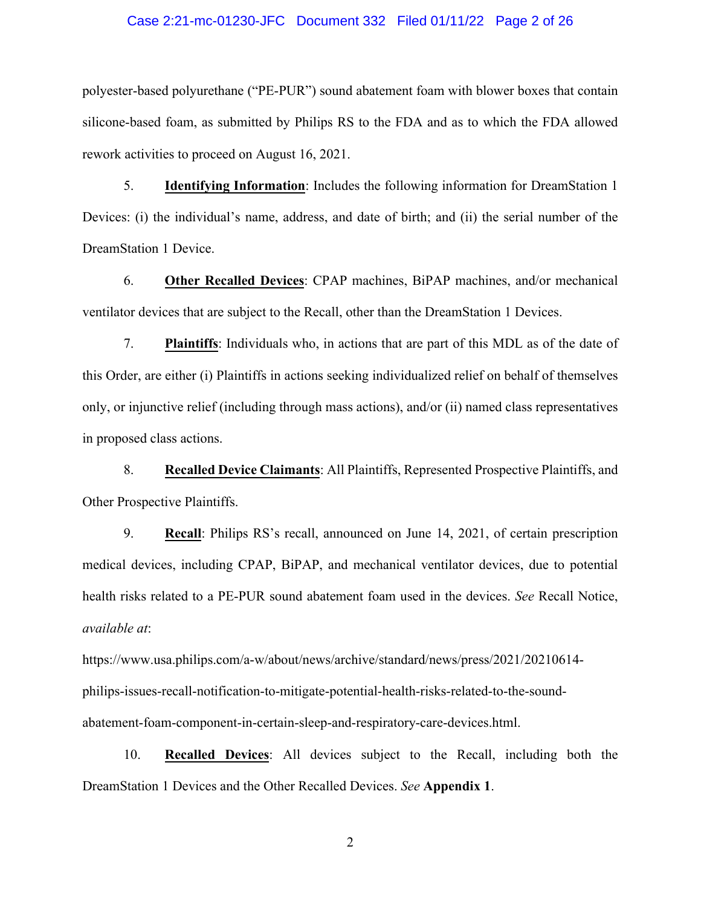polyester-based polyurethane ("PE-PUR") sound abatement foam with blower boxes that contain silicone-based foam, as submitted by Philips RS to the FDA and as to which the FDA allowed rework activities to proceed on August 16, 2021.

5. **Identifying Information**: Includes the following information for DreamStation 1 Devices: (i) the individual's name, address, and date of birth; and (ii) the serial number of the DreamStation 1 Device.

6. **Other Recalled Devices**: CPAP machines, BiPAP machines, and/or mechanical ventilator devices that are subject to the Recall, other than the DreamStation 1 Devices.

7. **Plaintiffs**: Individuals who, in actions that are part of this MDL as of the date of this Order, are either (i) Plaintiffs in actions seeking individualized relief on behalf of themselves only, or injunctive relief (including through mass actions), and/or (ii) named class representatives in proposed class actions.

8. **Recalled Device Claimants**: All Plaintiffs, Represented Prospective Plaintiffs, and Other Prospective Plaintiffs.

9. **Recall**: Philips RS's recall, announced on June 14, 2021, of certain prescription medical devices, including CPAP, BiPAP, and mechanical ventilator devices, due to potential health risks related to a PE-PUR sound abatement foam used in the devices. *See* Recall Notice, *available at*:

https://www.usa.philips.com/a-w/about/news/archive/standard/news/press/2021/20210614-philips-issues-recall-notification-to-mitigate-potential-health-risks-related-to-the-sound-abatement-foam-component-in-certain-sleep-and-respiratory-care-devices.html.

10. **Recalled Devices**: All devices subject to the Recall, including both the DreamStation 1 Devices and the Other Recalled Devices. *See* **Appendix 1**.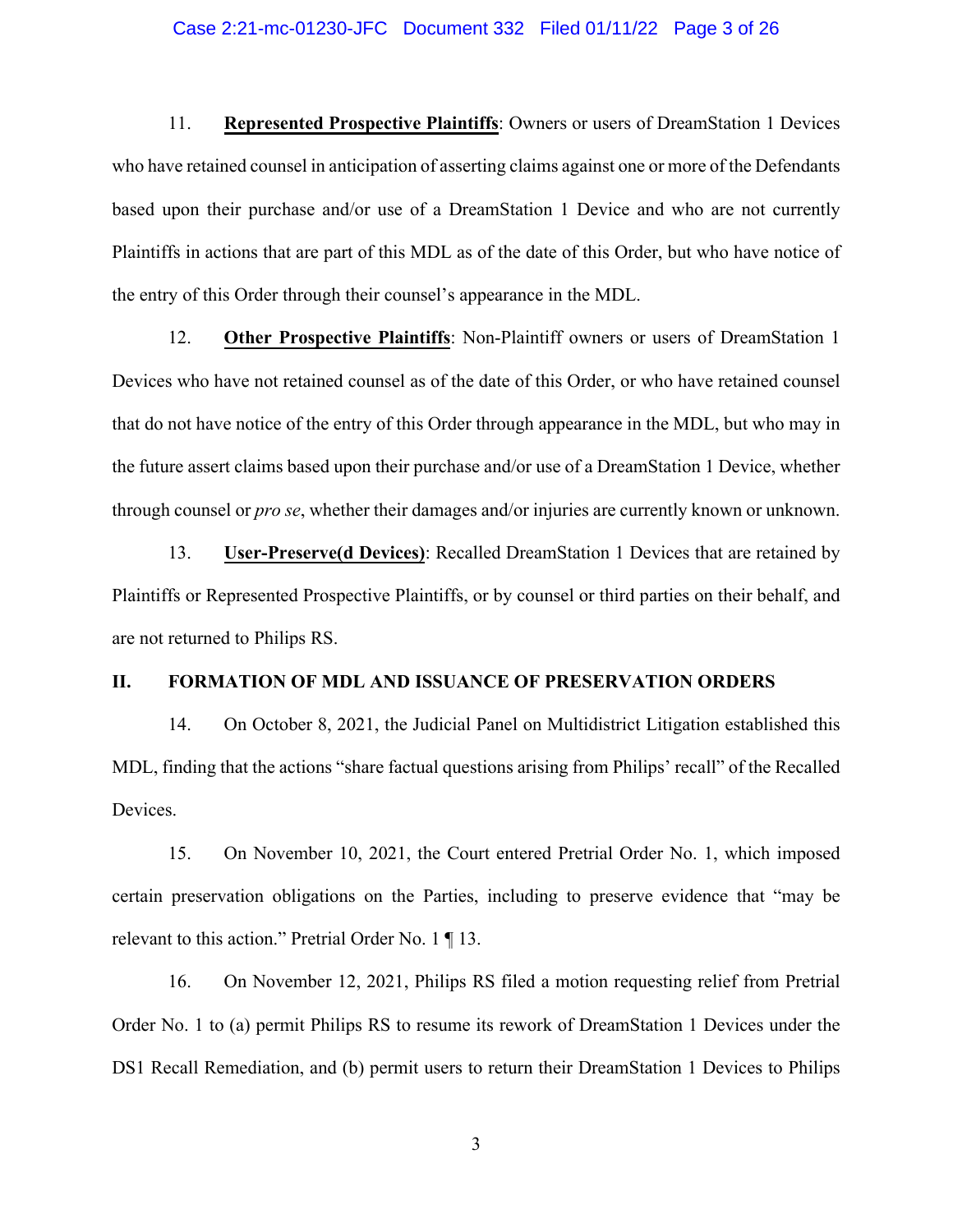11. **Represented Prospective Plaintiffs**: Owners or users of DreamStation 1 Devices who have retained counsel in anticipation of asserting claims against one or more of the Defendants based upon their purchase and/or use of a DreamStation 1 Device and who are not currently Plaintiffs in actions that are part of this MDL as of the date of this Order, but who have notice of the entry of this Order through their counsel's appearance in the MDL.

12. **Other Prospective Plaintiffs**: Non-Plaintiff owners or users of DreamStation 1 Devices who have not retained counsel as of the date of this Order, or who have retained counsel that do not have notice of the entry of this Order through appearance in the MDL, but who may in the future assert claims based upon their purchase and/or use of a DreamStation 1 Device, whether through counsel or *pro se*, whether their damages and/or injuries are currently known or unknown.

13. **User-Preserve(d Devices)**: Recalled DreamStation 1 Devices that are retained by Plaintiffs or Represented Prospective Plaintiffs, or by counsel or third parties on their behalf, and are not returned to Philips RS.

## II. FORMATION OF MDL AND ISSUANCE OF PRESERVATION ORDERS

14. On October 8, 2021, the Judicial Panel on Multidistrict Litigation established this MDL, finding that the actions "share factual questions arising from Philips' recall" of the Recalled Devices.

15. On November 10, 2021, the Court entered Pretrial Order No. 1, which imposed certain preservation obligations on the Parties, including to preserve evidence that "may be relevant to this action." Pretrial Order No. 1 ¶ 13.

16. On November 12, 2021, Philips RS filed a motion requesting relief from Pretrial Order No. 1 to (a) permit Philips RS to resume its rework of DreamStation 1 Devices under the DS1 Recall Remediation, and (b) permit users to return their DreamStation 1 Devices to Philips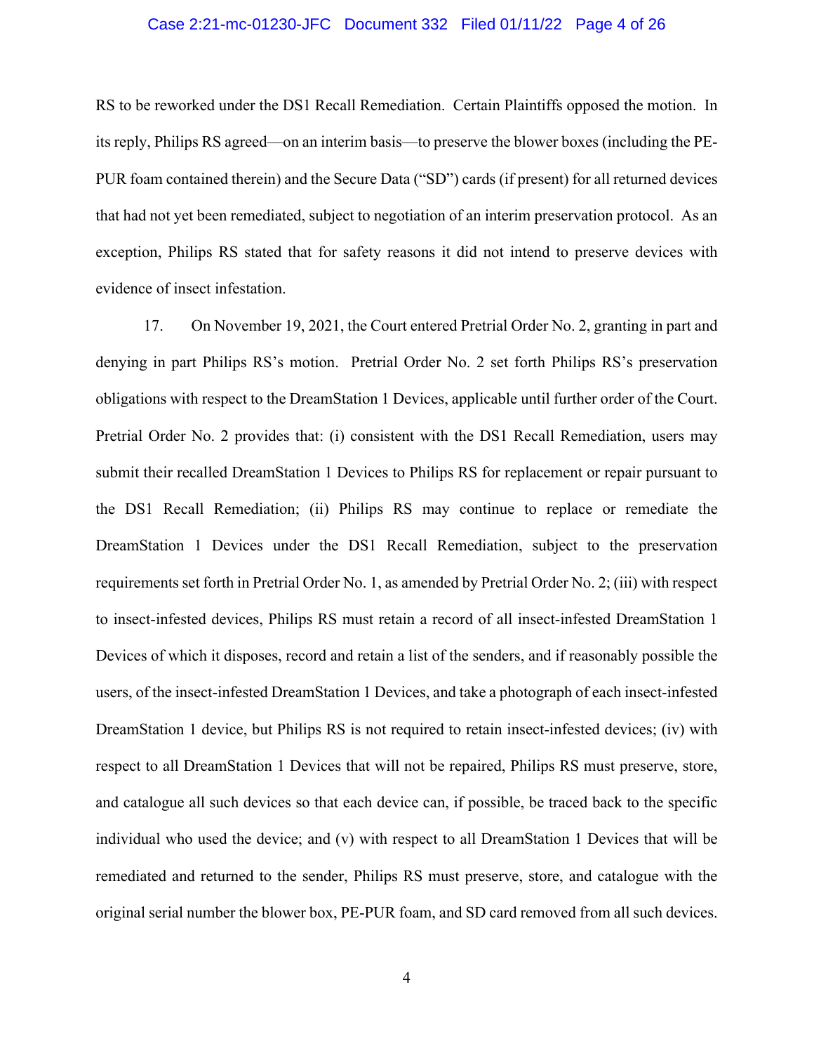RS to be reworked under the DS1 Recall Remediation. Certain Plaintiffs opposed the motion. In its reply, Philips RS agreed—on an interim basis—to preserve the blower boxes (including the PE-PUR foam contained therein) and the Secure Data ("SD") cards (if present) for all returned devices that had not yet been remediated, subject to negotiation of an interim preservation protocol. As an exception, Philips RS stated that for safety reasons it did not intend to preserve devices with evidence of insect infestation.

17. On November 19, 2021, the Court entered Pretrial Order No. 2, granting in part and denying in part Philips RS's motion. Pretrial Order No. 2 set forth Philips RS's preservation obligations with respect to the DreamStation 1 Devices, applicable until further order of the Court. Pretrial Order No. 2 provides that: (i) consistent with the DS1 Recall Remediation, users may submit their recalled DreamStation 1 Devices to Philips RS for replacement or repair pursuant to the DS1 Recall Remediation; (ii) Philips RS may continue to replace or remediate the DreamStation 1 Devices under the DS1 Recall Remediation, subject to the preservation requirements set forth in Pretrial Order No. 1, as amended by Pretrial Order No. 2; (iii) with respect to insect-infested devices, Philips RS must retain a record of all insect-infested DreamStation 1 Devices of which it disposes, record and retain a list of the senders, and if reasonably possible the users, of the insect-infested DreamStation 1 Devices, and take a photograph of each insect-infested DreamStation 1 device, but Philips RS is not required to retain insect-infested devices; (iv) with respect to all DreamStation 1 Devices that will not be repaired, Philips RS must preserve, store, and catalogue all such devices so that each device can, if possible, be traced back to the specific individual who used the device; and (v) with respect to all DreamStation 1 Devices that will be remediated and returned to the sender, Philips RS must preserve, store, and catalogue with the original serial number the blower box, PE-PUR foam, and SD card removed from all such devices.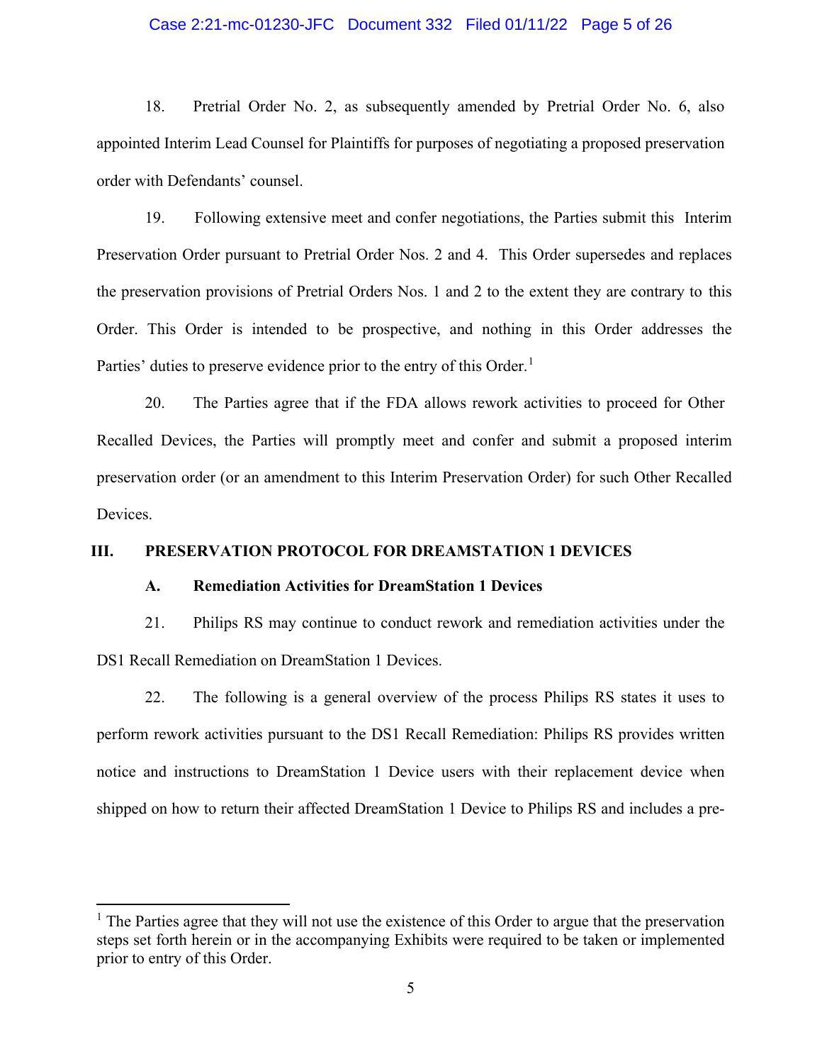18. Pretrial Order No. 2, as subsequently amended by Pretrial Order No. 6, also appointed Interim Lead Counsel for Plaintiffs for purposes of negotiating a proposed preservation order with Defendants' counsel.

19. Following extensive meet and confer negotiations, the Parties submit this Interim Preservation Order pursuant to Pretrial Order Nos. 2 and 4. This Order supersedes and replaces the preservation provisions of Pretrial Orders Nos. 1 and 2 to the extent they are contrary to this Order. This Order is intended to be prospective, and nothing in this Order addresses the Parties' duties to preserve evidence prior to the entry of this Order.[1]

20. The Parties agree that if the FDA allows rework activities to proceed for Other Recalled Devices, the Parties will promptly meet and confer and submit a proposed interim preservation order (or an amendment to this Interim Preservation Order) for such Other Recalled Devices.

## III. PRESERVATION PROTOCOL FOR DREAMSTATION 1 DEVICES

### A. Remediation Activities for DreamStation 1 Devices

21. Philips RS may continue to conduct rework and remediation activities under the DS1 Recall Remediation on DreamStation 1 Devices.

22. The following is a general overview of the process Philips RS states it uses to perform rework activities pursuant to the DS1 Recall Remediation: Philips RS provides written notice and instructions to DreamStation 1 Device users with their replacement device when shipped on how to return their affected DreamStation 1 Device to Philips RS and includes a pre-

---

[1] The Parties agree that they will not use the existence of this Order to argue that the preservation steps set forth herein or in the accompanying Exhibits were required to be taken or implemented prior to entry of this Order.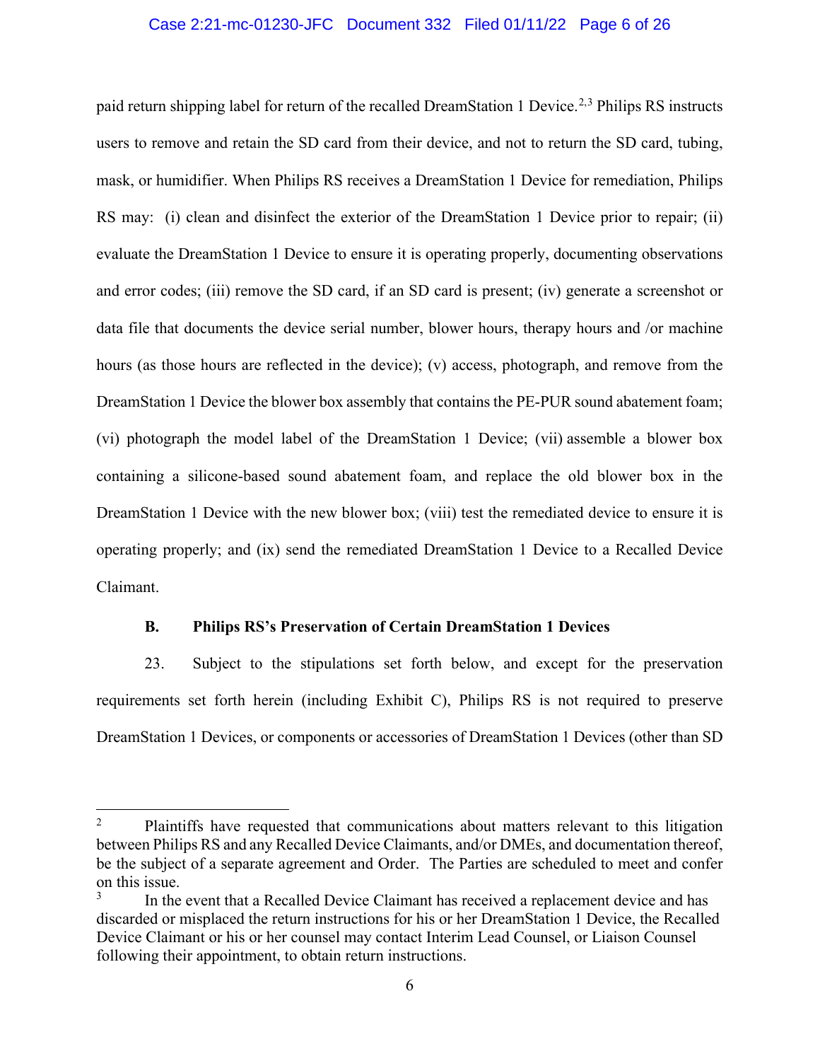paid return shipping label for return of the recalled DreamStation 1 Device.[2,3] Philips RS instructs users to remove and retain the SD card from their device, and not to return the SD card, tubing, mask, or humidifier. When Philips RS receives a DreamStation 1 Device for remediation, Philips RS may: (i) clean and disinfect the exterior of the DreamStation 1 Device prior to repair; (ii) evaluate the DreamStation 1 Device to ensure it is operating properly, documenting observations and error codes; (iii) remove the SD card, if an SD card is present; (iv) generate a screenshot or data file that documents the device serial number, blower hours, therapy hours and /or machine hours (as those hours are reflected in the device); (v) access, photograph, and remove from the DreamStation 1 Device the blower box assembly that contains the PE-PUR sound abatement foam; (vi) photograph the model label of the DreamStation 1 Device; (vii) assemble a blower box containing a silicone-based sound abatement foam, and replace the old blower box in the DreamStation 1 Device with the new blower box; (viii) test the remediated device to ensure it is operating properly; and (ix) send the remediated DreamStation 1 Device to a Recalled Device Claimant.

### B. Philips RS's Preservation of Certain DreamStation 1 Devices

23. Subject to the stipulations set forth below, and except for the preservation requirements set forth herein (including Exhibit C), Philips RS is not required to preserve DreamStation 1 Devices, or components or accessories of DreamStation 1 Devices (other than SD

---

[2] Plaintiffs have requested that communications about matters relevant to this litigation between Philips RS and any Recalled Device Claimants, and/or DMEs, and documentation thereof, be the subject of a separate agreement and Order. The Parties are scheduled to meet and confer on this issue.

[3] In the event that a Recalled Device Claimant has received a replacement device and has discarded or misplaced the return instructions for his or her DreamStation 1 Device, the Recalled Device Claimant or his or her counsel may contact Interim Lead Counsel, or Liaison Counsel following their appointment, to obtain return instructions.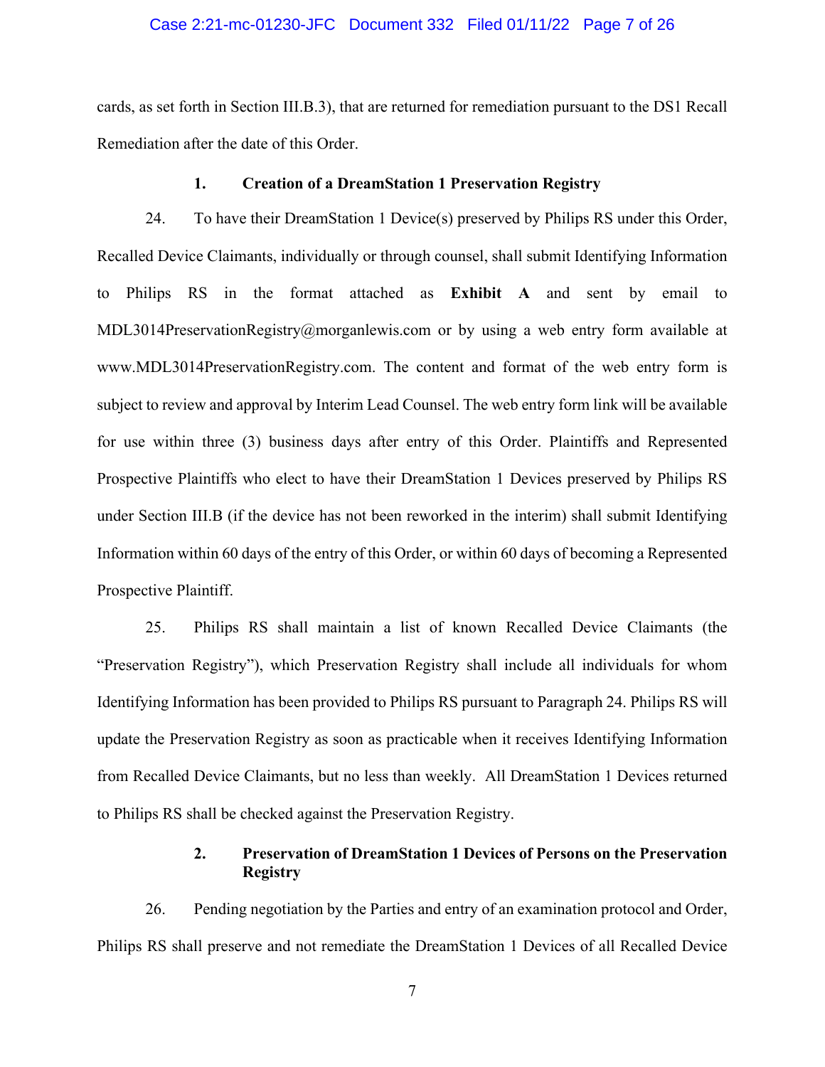cards, as set forth in Section III.B.3), that are returned for remediation pursuant to the DS1 Recall Remediation after the date of this Order.

### 1. Creation of a DreamStation 1 Preservation Registry

24. To have their DreamStation 1 Device(s) preserved by Philips RS under this Order, Recalled Device Claimants, individually or through counsel, shall submit Identifying Information to Philips RS in the format attached as **Exhibit A** and sent by email to MDL3014PreservationRegistry@morganlewis.com or by using a web entry form available at www.MDL3014PreservationRegistry.com. The content and format of the web entry form is subject to review and approval by Interim Lead Counsel. The web entry form link will be available for use within three (3) business days after entry of this Order. Plaintiffs and Represented Prospective Plaintiffs who elect to have their DreamStation 1 Devices preserved by Philips RS under Section III.B (if the device has not been reworked in the interim) shall submit Identifying Information within 60 days of the entry of this Order, or within 60 days of becoming a Represented Prospective Plaintiff.

25. Philips RS shall maintain a list of known Recalled Device Claimants (the "Preservation Registry"), which Preservation Registry shall include all individuals for whom Identifying Information has been provided to Philips RS pursuant to Paragraph 24. Philips RS will update the Preservation Registry as soon as practicable when it receives Identifying Information from Recalled Device Claimants, but no less than weekly. All DreamStation 1 Devices returned to Philips RS shall be checked against the Preservation Registry.

### 2. Preservation of DreamStation 1 Devices of Persons on the Preservation Registry

26. Pending negotiation by the Parties and entry of an examination protocol and Order, Philips RS shall preserve and not remediate the DreamStation 1 Devices of all Recalled Device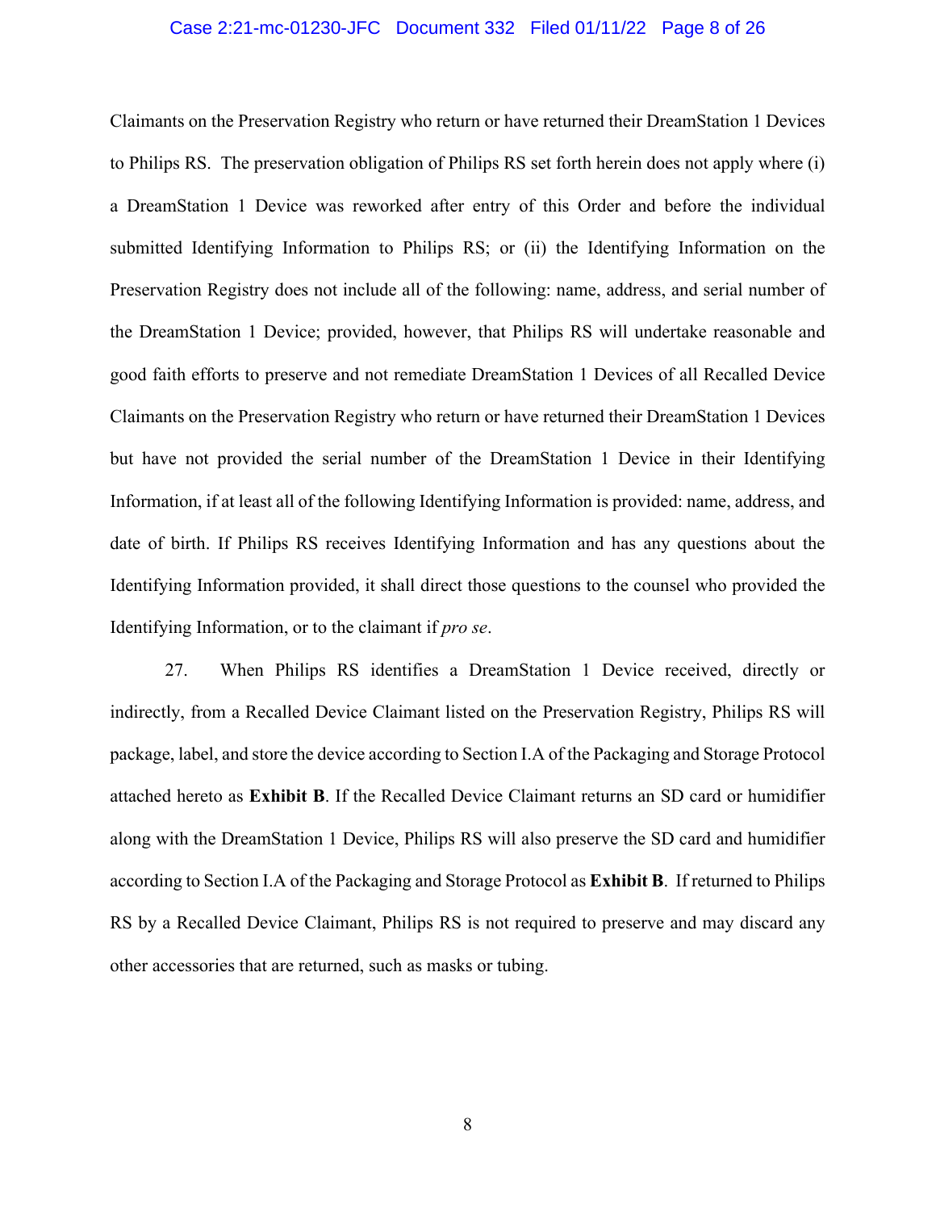Claimants on the Preservation Registry who return or have returned their DreamStation 1 Devices to Philips RS. The preservation obligation of Philips RS set forth herein does not apply where (i) a DreamStation 1 Device was reworked after entry of this Order and before the individual submitted Identifying Information to Philips RS; or (ii) the Identifying Information on the Preservation Registry does not include all of the following: name, address, and serial number of the DreamStation 1 Device; provided, however, that Philips RS will undertake reasonable and good faith efforts to preserve and not remediate DreamStation 1 Devices of all Recalled Device Claimants on the Preservation Registry who return or have returned their DreamStation 1 Devices but have not provided the serial number of the DreamStation 1 Device in their Identifying Information, if at least all of the following Identifying Information is provided: name, address, and date of birth. If Philips RS receives Identifying Information and has any questions about the Identifying Information provided, it shall direct those questions to the counsel who provided the Identifying Information, or to the claimant if *pro se*.

27. When Philips RS identifies a DreamStation 1 Device received, directly or indirectly, from a Recalled Device Claimant listed on the Preservation Registry, Philips RS will package, label, and store the device according to Section I.A of the Packaging and Storage Protocol attached hereto as **Exhibit B**. If the Recalled Device Claimant returns an SD card or humidifier along with the DreamStation 1 Device, Philips RS will also preserve the SD card and humidifier according to Section I.A of the Packaging and Storage Protocol as **Exhibit B**. If returned to Philips RS by a Recalled Device Claimant, Philips RS is not required to preserve and may discard any other accessories that are returned, such as masks or tubing.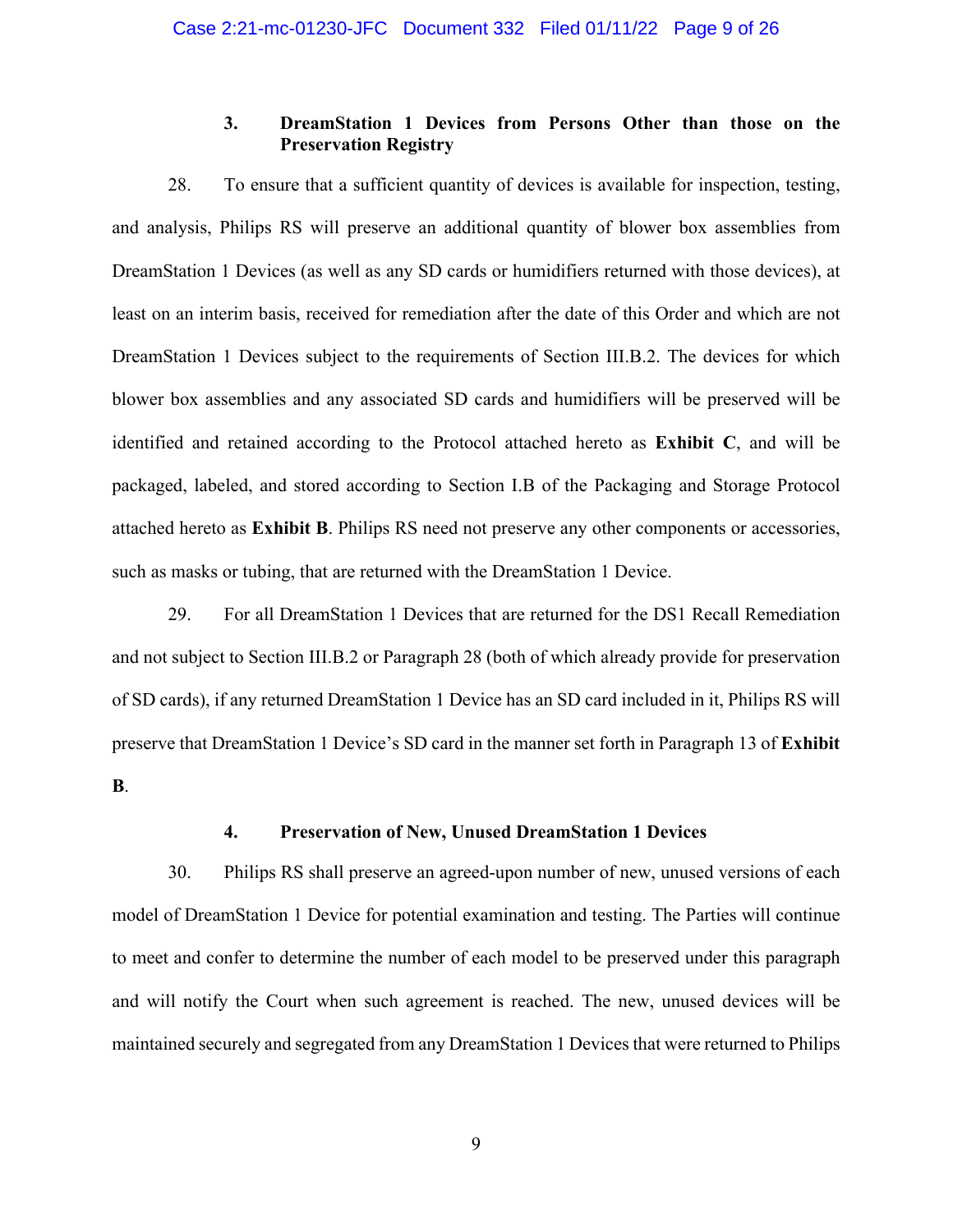### 3. DreamStation 1 Devices from Persons Other than those on the Preservation Registry

28. To ensure that a sufficient quantity of devices is available for inspection, testing, and analysis, Philips RS will preserve an additional quantity of blower box assemblies from DreamStation 1 Devices (as well as any SD cards or humidifiers returned with those devices), at least on an interim basis, received for remediation after the date of this Order and which are not DreamStation 1 Devices subject to the requirements of Section III.B.2. The devices for which blower box assemblies and any associated SD cards and humidifiers will be preserved will be identified and retained according to the Protocol attached hereto as **Exhibit C**, and will be packaged, labeled, and stored according to Section I.B of the Packaging and Storage Protocol attached hereto as **Exhibit B**. Philips RS need not preserve any other components or accessories, such as masks or tubing, that are returned with the DreamStation 1 Device.

29. For all DreamStation 1 Devices that are returned for the DS1 Recall Remediation and not subject to Section III.B.2 or Paragraph 28 (both of which already provide for preservation of SD cards), if any returned DreamStation 1 Device has an SD card included in it, Philips RS will preserve that DreamStation 1 Device's SD card in the manner set forth in Paragraph 13 of **Exhibit B**.

### 4. Preservation of New, Unused DreamStation 1 Devices

30. Philips RS shall preserve an agreed-upon number of new, unused versions of each model of DreamStation 1 Device for potential examination and testing. The Parties will continue to meet and confer to determine the number of each model to be preserved under this paragraph and will notify the Court when such agreement is reached. The new, unused devices will be maintained securely and segregated from any DreamStation 1 Devices that were returned to Philips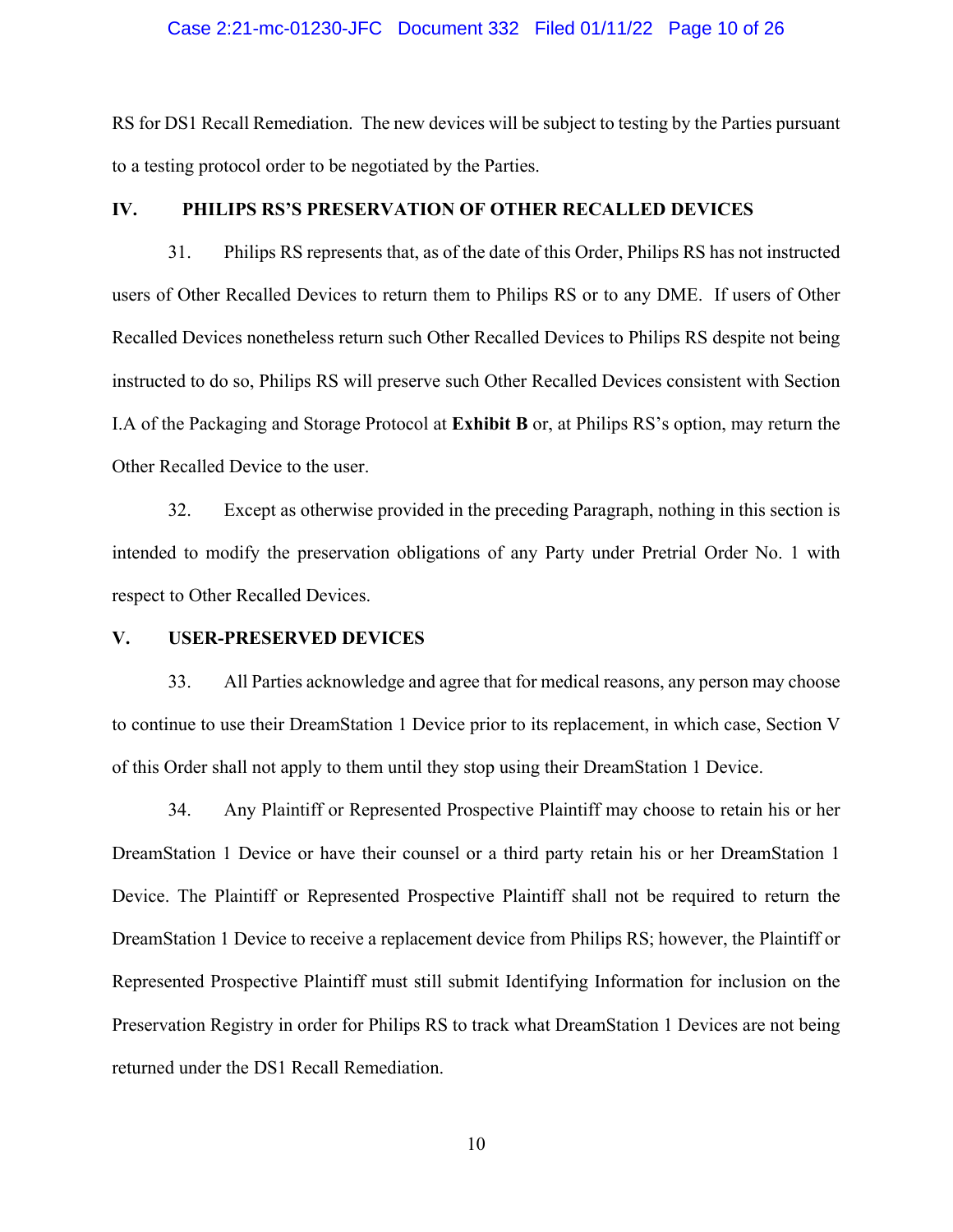RS for DS1 Recall Remediation. The new devices will be subject to testing by the Parties pursuant to a testing protocol order to be negotiated by the Parties.

## IV. PHILIPS RS'S PRESERVATION OF OTHER RECALLED DEVICES

31. Philips RS represents that, as of the date of this Order, Philips RS has not instructed users of Other Recalled Devices to return them to Philips RS or to any DME. If users of Other Recalled Devices nonetheless return such Other Recalled Devices to Philips RS despite not being instructed to do so, Philips RS will preserve such Other Recalled Devices consistent with Section I.A of the Packaging and Storage Protocol at **Exhibit B** or, at Philips RS's option, may return the Other Recalled Device to the user.

32. Except as otherwise provided in the preceding Paragraph, nothing in this section is intended to modify the preservation obligations of any Party under Pretrial Order No. 1 with respect to Other Recalled Devices.

## V. USER-PRESERVED DEVICES

33. All Parties acknowledge and agree that for medical reasons, any person may choose to continue to use their DreamStation 1 Device prior to its replacement, in which case, Section V of this Order shall not apply to them until they stop using their DreamStation 1 Device.

34. Any Plaintiff or Represented Prospective Plaintiff may choose to retain his or her DreamStation 1 Device or have their counsel or a third party retain his or her DreamStation 1 Device. The Plaintiff or Represented Prospective Plaintiff shall not be required to return the DreamStation 1 Device to receive a replacement device from Philips RS; however, the Plaintiff or Represented Prospective Plaintiff must still submit Identifying Information for inclusion on the Preservation Registry in order for Philips RS to track what DreamStation 1 Devices are not being returned under the DS1 Recall Remediation.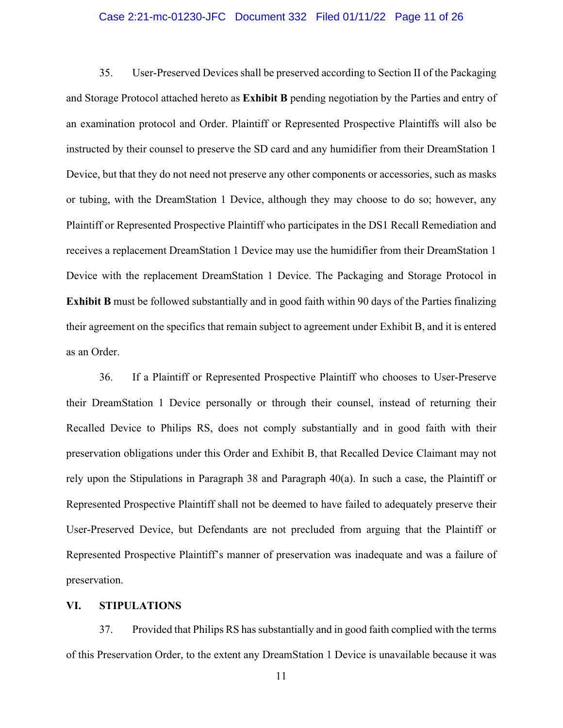35. User-Preserved Devices shall be preserved according to Section II of the Packaging and Storage Protocol attached hereto as **Exhibit B** pending negotiation by the Parties and entry of an examination protocol and Order. Plaintiff or Represented Prospective Plaintiffs will also be instructed by their counsel to preserve the SD card and any humidifier from their DreamStation 1 Device, but that they do not need not preserve any other components or accessories, such as masks or tubing, with the DreamStation 1 Device, although they may choose to do so; however, any Plaintiff or Represented Prospective Plaintiff who participates in the DS1 Recall Remediation and receives a replacement DreamStation 1 Device may use the humidifier from their DreamStation 1 Device with the replacement DreamStation 1 Device. The Packaging and Storage Protocol in **Exhibit B** must be followed substantially and in good faith within 90 days of the Parties finalizing their agreement on the specifics that remain subject to agreement under Exhibit B, and it is entered as an Order.

36. If a Plaintiff or Represented Prospective Plaintiff who chooses to User-Preserve their DreamStation 1 Device personally or through their counsel, instead of returning their Recalled Device to Philips RS, does not comply substantially and in good faith with their preservation obligations under this Order and Exhibit B, that Recalled Device Claimant may not rely upon the Stipulations in Paragraph 38 and Paragraph 40(a). In such a case, the Plaintiff or Represented Prospective Plaintiff shall not be deemed to have failed to adequately preserve their User-Preserved Device, but Defendants are not precluded from arguing that the Plaintiff or Represented Prospective Plaintiff's manner of preservation was inadequate and was a failure of preservation.

## VI. STIPULATIONS

37. Provided that Philips RS has substantially and in good faith complied with the terms of this Preservation Order, to the extent any DreamStation 1 Device is unavailable because it was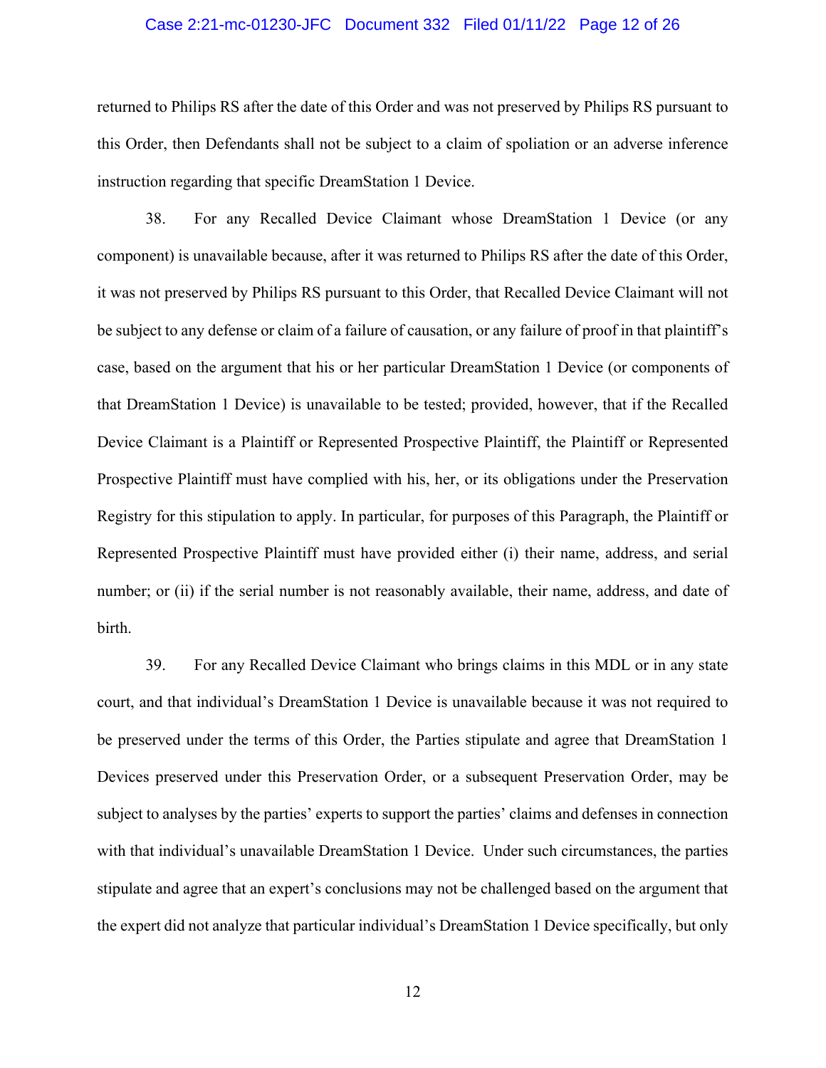returned to Philips RS after the date of this Order and was not preserved by Philips RS pursuant to this Order, then Defendants shall not be subject to a claim of spoliation or an adverse inference instruction regarding that specific DreamStation 1 Device.

38. For any Recalled Device Claimant whose DreamStation 1 Device (or any component) is unavailable because, after it was returned to Philips RS after the date of this Order, it was not preserved by Philips RS pursuant to this Order, that Recalled Device Claimant will not be subject to any defense or claim of a failure of causation, or any failure of proof in that plaintiff's case, based on the argument that his or her particular DreamStation 1 Device (or components of that DreamStation 1 Device) is unavailable to be tested; provided, however, that if the Recalled Device Claimant is a Plaintiff or Represented Prospective Plaintiff, the Plaintiff or Represented Prospective Plaintiff must have complied with his, her, or its obligations under the Preservation Registry for this stipulation to apply. In particular, for purposes of this Paragraph, the Plaintiff or Represented Prospective Plaintiff must have provided either (i) their name, address, and serial number; or (ii) if the serial number is not reasonably available, their name, address, and date of birth.

39. For any Recalled Device Claimant who brings claims in this MDL or in any state court, and that individual's DreamStation 1 Device is unavailable because it was not required to be preserved under the terms of this Order, the Parties stipulate and agree that DreamStation 1 Devices preserved under this Preservation Order, or a subsequent Preservation Order, may be subject to analyses by the parties' experts to support the parties' claims and defenses in connection with that individual's unavailable DreamStation 1 Device. Under such circumstances, the parties stipulate and agree that an expert's conclusions may not be challenged based on the argument that the expert did not analyze that particular individual's DreamStation 1 Device specifically, but only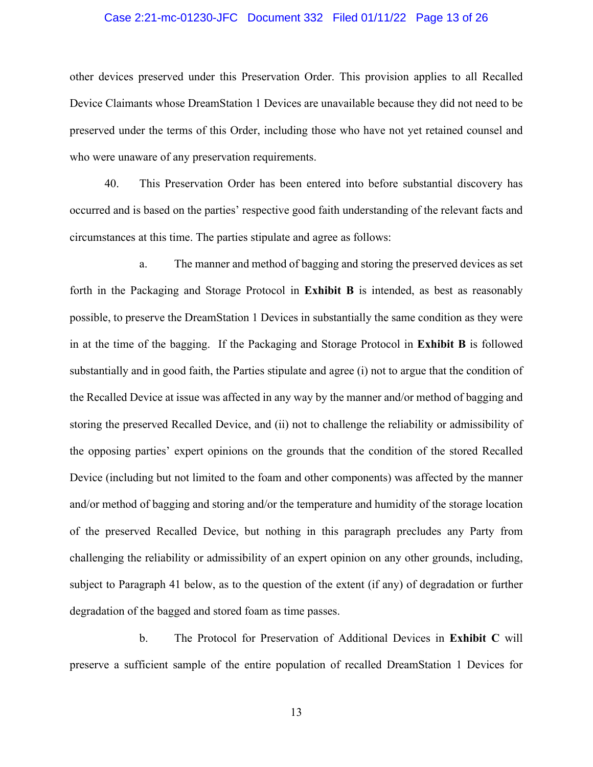other devices preserved under this Preservation Order. This provision applies to all Recalled Device Claimants whose DreamStation 1 Devices are unavailable because they did not need to be preserved under the terms of this Order, including those who have not yet retained counsel and who were unaware of any preservation requirements.

40. This Preservation Order has been entered into before substantial discovery has occurred and is based on the parties' respective good faith understanding of the relevant facts and circumstances at this time. The parties stipulate and agree as follows:

a. The manner and method of bagging and storing the preserved devices as set forth in the Packaging and Storage Protocol in **Exhibit B** is intended, as best as reasonably possible, to preserve the DreamStation 1 Devices in substantially the same condition as they were in at the time of the bagging. If the Packaging and Storage Protocol in **Exhibit B** is followed substantially and in good faith, the Parties stipulate and agree (i) not to argue that the condition of the Recalled Device at issue was affected in any way by the manner and/or method of bagging and storing the preserved Recalled Device, and (ii) not to challenge the reliability or admissibility of the opposing parties' expert opinions on the grounds that the condition of the stored Recalled Device (including but not limited to the foam and other components) was affected by the manner and/or method of bagging and storing and/or the temperature and humidity of the storage location of the preserved Recalled Device, but nothing in this paragraph precludes any Party from challenging the reliability or admissibility of an expert opinion on any other grounds, including, subject to Paragraph 41 below, as to the question of the extent (if any) of degradation or further degradation of the bagged and stored foam as time passes.

b. The Protocol for Preservation of Additional Devices in **Exhibit C** will preserve a sufficient sample of the entire population of recalled DreamStation 1 Devices for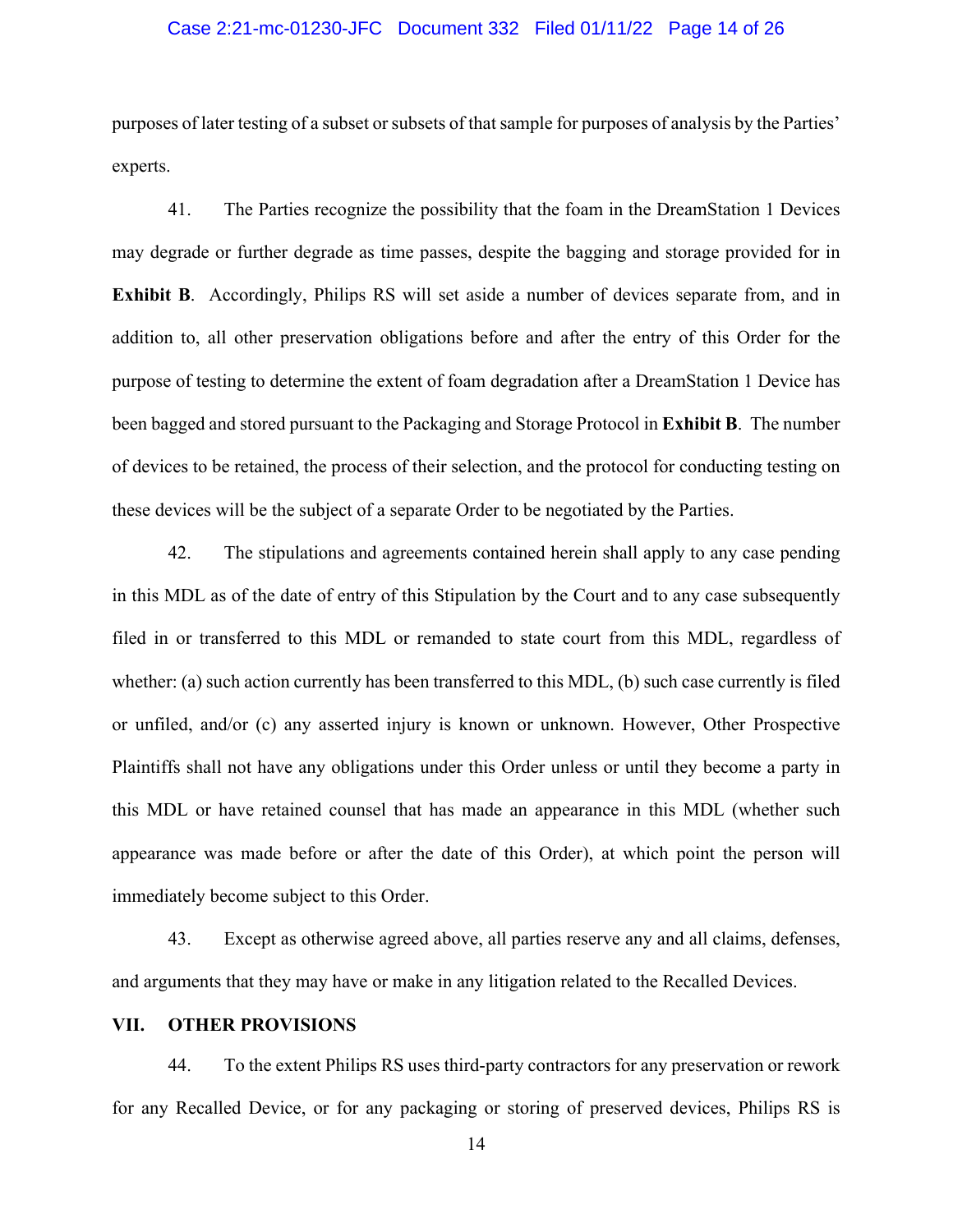purposes of later testing of a subset or subsets of that sample for purposes of analysis by the Parties' experts.

41. The Parties recognize the possibility that the foam in the DreamStation 1 Devices may degrade or further degrade as time passes, despite the bagging and storage provided for in **Exhibit B**. Accordingly, Philips RS will set aside a number of devices separate from, and in addition to, all other preservation obligations before and after the entry of this Order for the purpose of testing to determine the extent of foam degradation after a DreamStation 1 Device has been bagged and stored pursuant to the Packaging and Storage Protocol in **Exhibit B**. The number of devices to be retained, the process of their selection, and the protocol for conducting testing on these devices will be the subject of a separate Order to be negotiated by the Parties.

42. The stipulations and agreements contained herein shall apply to any case pending in this MDL as of the date of entry of this Stipulation by the Court and to any case subsequently filed in or transferred to this MDL or remanded to state court from this MDL, regardless of whether: (a) such action currently has been transferred to this MDL, (b) such case currently is filed or unfiled, and/or (c) any asserted injury is known or unknown. However, Other Prospective Plaintiffs shall not have any obligations under this Order unless or until they become a party in this MDL or have retained counsel that has made an appearance in this MDL (whether such appearance was made before or after the date of this Order), at which point the person will immediately become subject to this Order.

43. Except as otherwise agreed above, all parties reserve any and all claims, defenses, and arguments that they may have or make in any litigation related to the Recalled Devices.

## VII. OTHER PROVISIONS

44. To the extent Philips RS uses third-party contractors for any preservation or rework for any Recalled Device, or for any packaging or storing of preserved devices, Philips RS is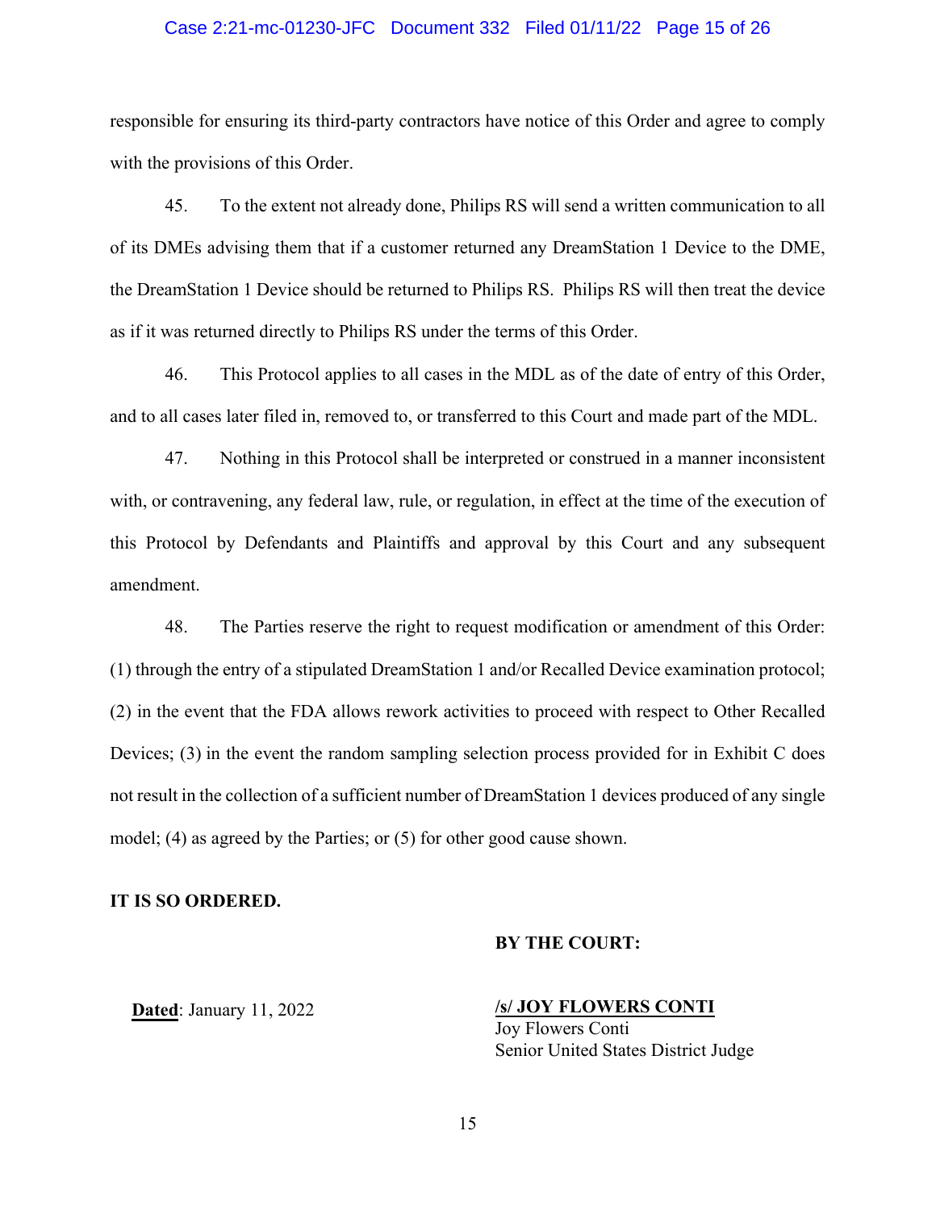responsible for ensuring its third-party contractors have notice of this Order and agree to comply with the provisions of this Order.

45. To the extent not already done, Philips RS will send a written communication to all of its DMEs advising them that if a customer returned any DreamStation 1 Device to the DME, the DreamStation 1 Device should be returned to Philips RS. Philips RS will then treat the device as if it was returned directly to Philips RS under the terms of this Order.

46. This Protocol applies to all cases in the MDL as of the date of entry of this Order, and to all cases later filed in, removed to, or transferred to this Court and made part of the MDL.

47. Nothing in this Protocol shall be interpreted or construed in a manner inconsistent with, or contravening, any federal law, rule, or regulation, in effect at the time of the execution of this Protocol by Defendants and Plaintiffs and approval by this Court and any subsequent amendment.

48. The Parties reserve the right to request modification or amendment of this Order: (1) through the entry of a stipulated DreamStation 1 and/or Recalled Device examination protocol; (2) in the event that the FDA allows rework activities to proceed with respect to Other Recalled Devices; (3) in the event the random sampling selection process provided for in Exhibit C does not result in the collection of a sufficient number of DreamStation 1 devices produced of any single model; (4) as agreed by the Parties; or (5) for other good cause shown.

**IT IS SO ORDERED.**

**BY THE COURT:**

**Dated**: January 11, 2022

**/s/ JOY FLOWERS CONTI**
Joy Flowers Conti
Senior United States District Judge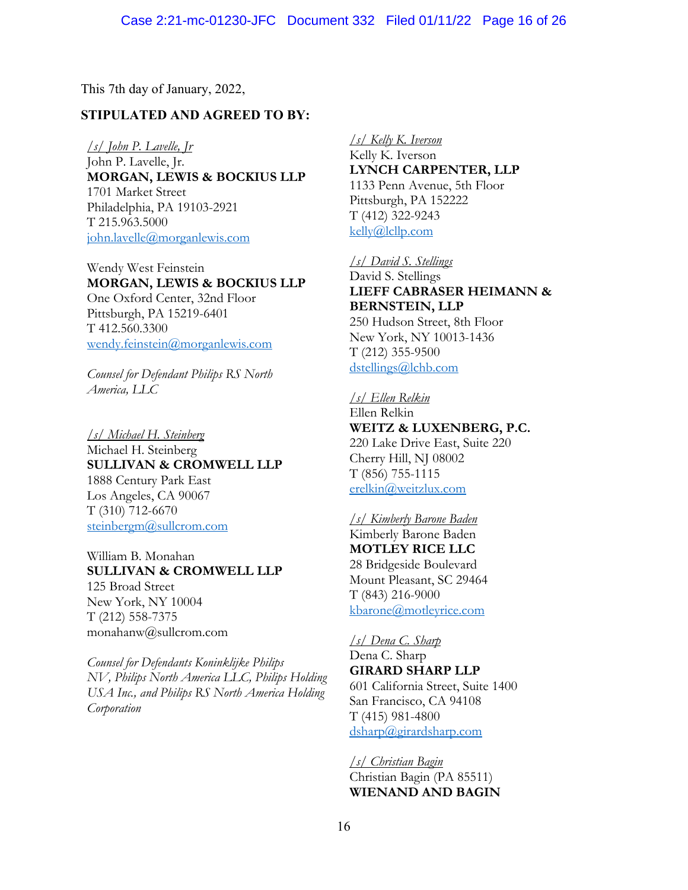This 7th day of January, 2022,

**STIPULATED AND AGREED TO BY:**

*/s/ John P. Lavelle, Jr*
John P. Lavelle, Jr.
**MORGAN, LEWIS & BOCKIUS LLP**
1701 Market Street
Philadelphia, PA 19103-2921
T 215.963.5000
john.lavelle@morganlewis.com

Wendy West Feinstein
**MORGAN, LEWIS & BOCKIUS LLP**
One Oxford Center, 32nd Floor
Pittsburgh, PA 15219-6401
T 412.560.3300
wendy.feinstein@morganlewis.com

*Counsel for Defendant Philips RS North America, LLC*

*/s/ Michael H. Steinberg*
Michael H. Steinberg
**SULLIVAN & CROMWELL LLP**
1888 Century Park East
Los Angeles, CA 90067
T (310) 712-6670
steinbergm@sullcrom.com

William B. Monahan
**SULLIVAN & CROMWELL LLP**
125 Broad Street
New York, NY 10004
T (212) 558-7375
monahanw@sullcrom.com

*Counsel for Defendants Koninklijke Philips NV, Philips North America LLC, Philips Holding USA Inc., and Philips RS North America Holding Corporation*

*/s/ Kelly K. Iverson*
Kelly K. Iverson
**LYNCH CARPENTER, LLP**
1133 Penn Avenue, 5th Floor
Pittsburgh, PA 152222
T (412) 322-9243
kelly@lcllp.com

*/s/ David S. Stellings*
David S. Stellings
**LIEFF CABRASER HEIMANN & BERNSTEIN, LLP**
250 Hudson Street, 8th Floor
New York, NY 10013-1436
T (212) 355-9500
dstellings@lchb.com

*/s/ Ellen Relkin*
Ellen Relkin
**WEITZ & LUXENBERG, P.C.**
220 Lake Drive East, Suite 220
Cherry Hill, NJ 08002
T (856) 755-1115
erelkin@weitzlux.com

*/s/ Kimberly Barone Baden*
Kimberly Barone Baden
**MOTLEY RICE LLC**
28 Bridgeside Boulevard
Mount Pleasant, SC 29464
T (843) 216-9000
kbarone@motleyrice.com

*/s/ Dena C. Sharp*
Dena C. Sharp
**GIRARD SHARP LLP**
601 California Street, Suite 1400
San Francisco, CA 94108
T (415) 981-4800
dsharp@girardsharp.com

*/s/ Christian Bagin*
Christian Bagin (PA 85511)
**WIENAND AND BAGIN**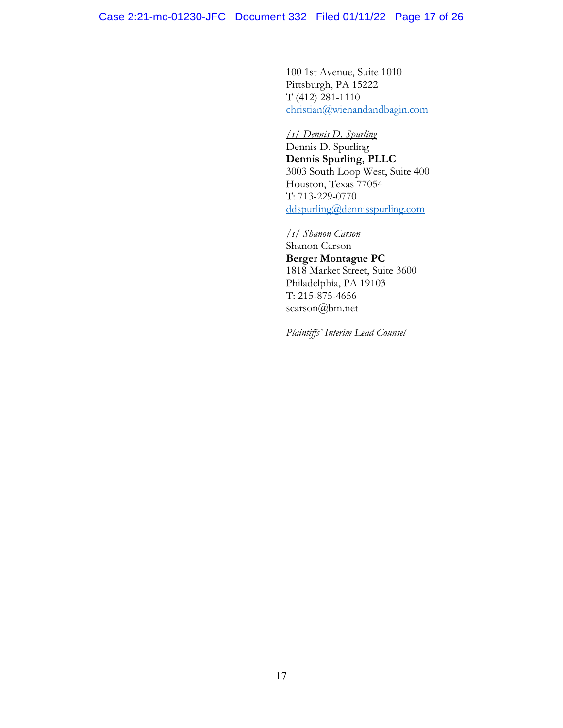100 1st Avenue, Suite 1010
Pittsburgh, PA 15222
T (412) 281-1110
christian@wienandandbagin.com

*/s/ Dennis D. Spurling*
Dennis D. Spurling
**Dennis Spurling, PLLC**
3003 South Loop West, Suite 400
Houston, Texas 77054
T: 713-229-0770
ddspurling@dennisspurling.com

*/s/ Shanon Carson*
Shanon Carson
**Berger Montague PC**
1818 Market Street, Suite 3600
Philadelphia, PA 19103
T: 215-875-4656
scarson@bm.net

*Plaintiffs' Interim Lead Counsel*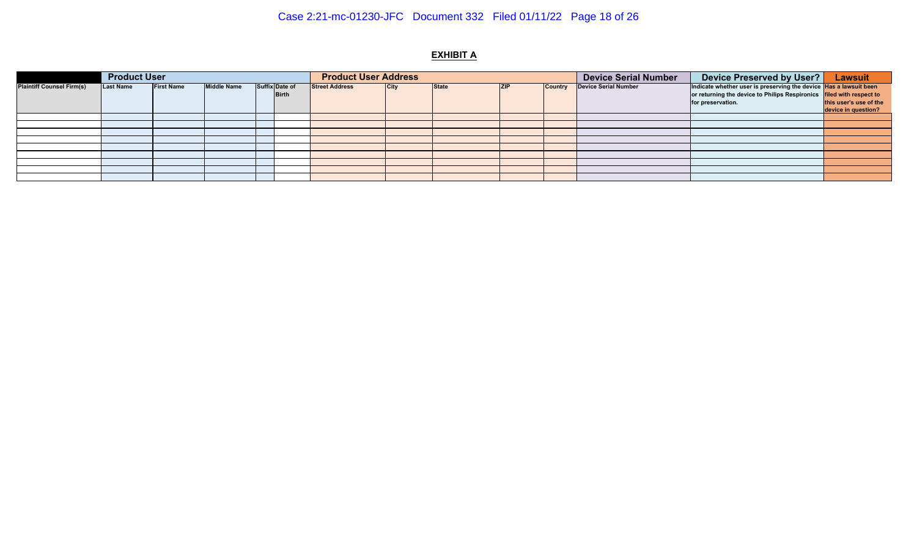**EXHIBIT A**

| | Product User | | | | | Product User Address | | | | | Device Serial Number | Device Preserved by User? | Lawsuit |
|---|---|---|---|---|---|---|---|---|---|---|---|---|---|
| Plaintiff Counsel Firm(s) | Last Name | First Name | Middle Name | Suffix | Date of Birth | Street Address | City | State | ZIP | Country | Device Serial Number | Indicate whether user is preserving the device or returning the device to Philips Respironics for preservation. | Has a lawsuit been filed with respect to this user's use of the device in question? |
| | | | | | | | | | | | | | |
| | | | | | | | | | | | | | |
| | | | | | | | | | | | | | |
| | | | | | | | | | | | | | |
| | | | | | | | | | | | | | |
| | | | | | | | | | | | | | |
| | | | | | | | | | | | | | |
| | | | | | | | | | | | | | |
| | | | | | | | | | | | | | |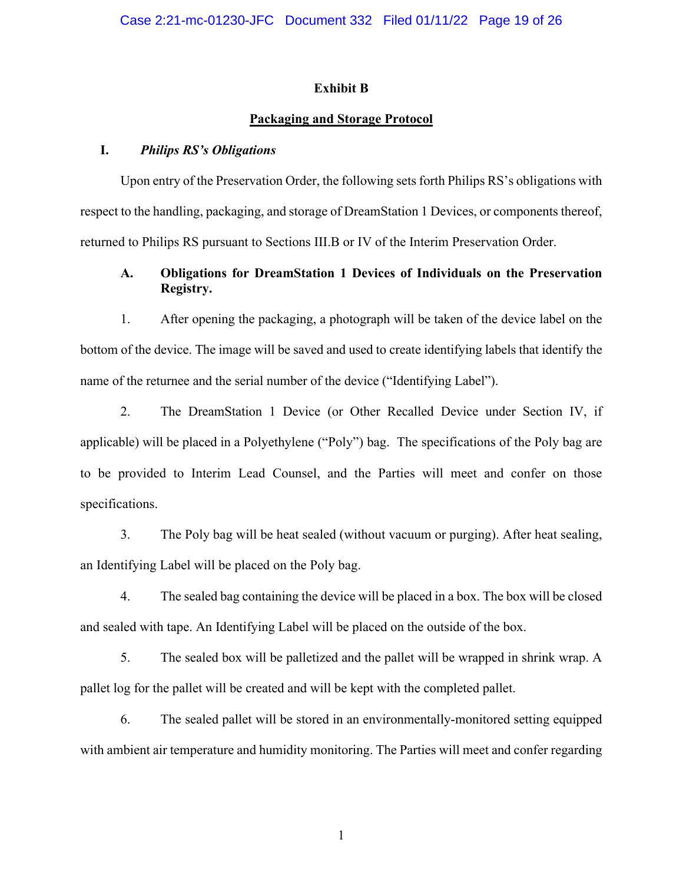**Exhibit B**

**Packaging and Storage Protocol**

## I. *Philips RS's Obligations*

Upon entry of the Preservation Order, the following sets forth Philips RS's obligations with respect to the handling, packaging, and storage of DreamStation 1 Devices, or components thereof, returned to Philips RS pursuant to Sections III.B or IV of the Interim Preservation Order.

### A. Obligations for DreamStation 1 Devices of Individuals on the Preservation Registry.

1. After opening the packaging, a photograph will be taken of the device label on the bottom of the device. The image will be saved and used to create identifying labels that identify the name of the returnee and the serial number of the device ("Identifying Label").

2. The DreamStation 1 Device (or Other Recalled Device under Section IV, if applicable) will be placed in a Polyethylene ("Poly") bag. The specifications of the Poly bag are to be provided to Interim Lead Counsel, and the Parties will meet and confer on those specifications.

3. The Poly bag will be heat sealed (without vacuum or purging). After heat sealing, an Identifying Label will be placed on the Poly bag.

4. The sealed bag containing the device will be placed in a box. The box will be closed and sealed with tape. An Identifying Label will be placed on the outside of the box.

5. The sealed box will be palletized and the pallet will be wrapped in shrink wrap. A pallet log for the pallet will be created and will be kept with the completed pallet.

6. The sealed pallet will be stored in an environmentally-monitored setting equipped with ambient air temperature and humidity monitoring. The Parties will meet and confer regarding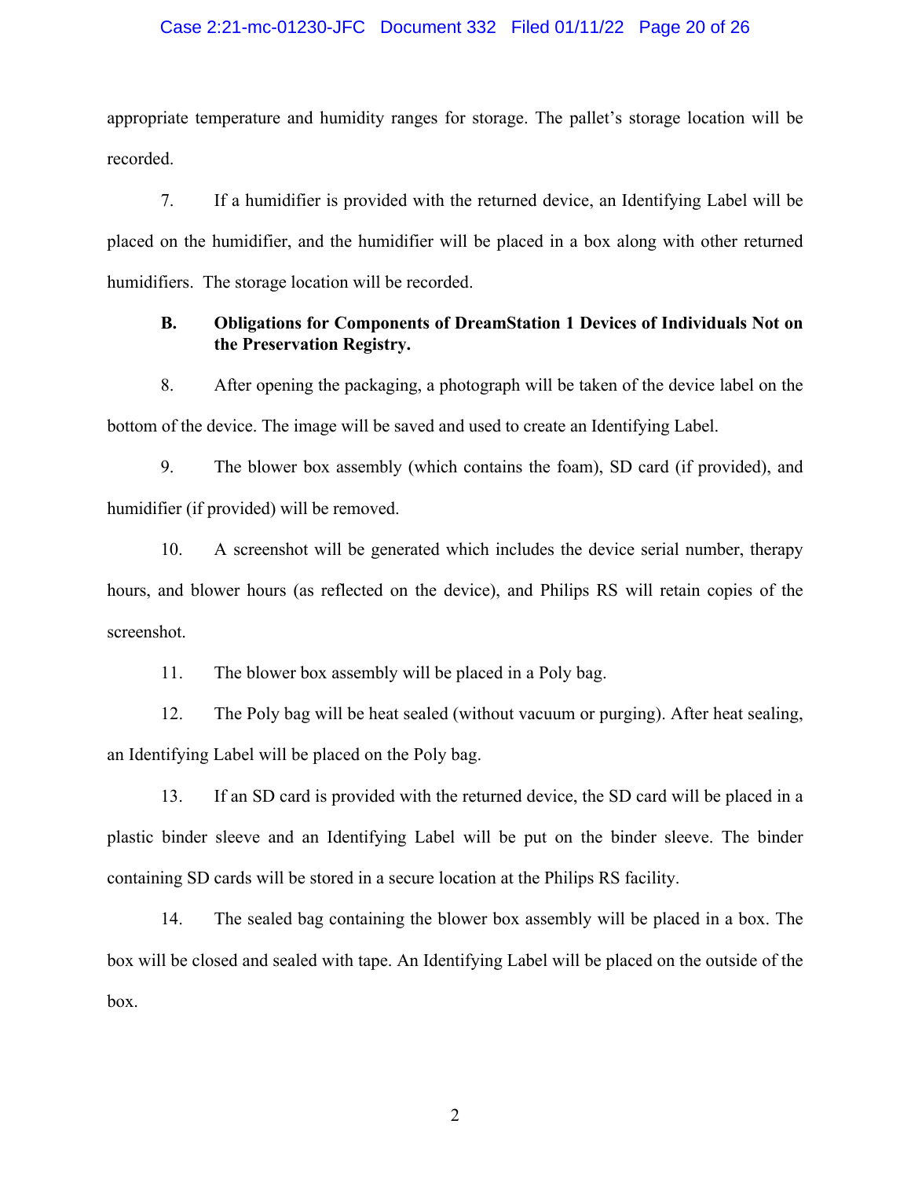appropriate temperature and humidity ranges for storage. The pallet's storage location will be recorded.

7. If a humidifier is provided with the returned device, an Identifying Label will be placed on the humidifier, and the humidifier will be placed in a box along with other returned humidifiers. The storage location will be recorded.

**B. Obligations for Components of DreamStation 1 Devices of Individuals Not on the Preservation Registry.**

8. After opening the packaging, a photograph will be taken of the device label on the bottom of the device. The image will be saved and used to create an Identifying Label.

9. The blower box assembly (which contains the foam), SD card (if provided), and humidifier (if provided) will be removed.

10. A screenshot will be generated which includes the device serial number, therapy hours, and blower hours (as reflected on the device), and Philips RS will retain copies of the screenshot.

11. The blower box assembly will be placed in a Poly bag.

12. The Poly bag will be heat sealed (without vacuum or purging). After heat sealing, an Identifying Label will be placed on the Poly bag.

13. If an SD card is provided with the returned device, the SD card will be placed in a plastic binder sleeve and an Identifying Label will be put on the binder sleeve. The binder containing SD cards will be stored in a secure location at the Philips RS facility.

14. The sealed bag containing the blower box assembly will be placed in a box. The box will be closed and sealed with tape. An Identifying Label will be placed on the outside of the box.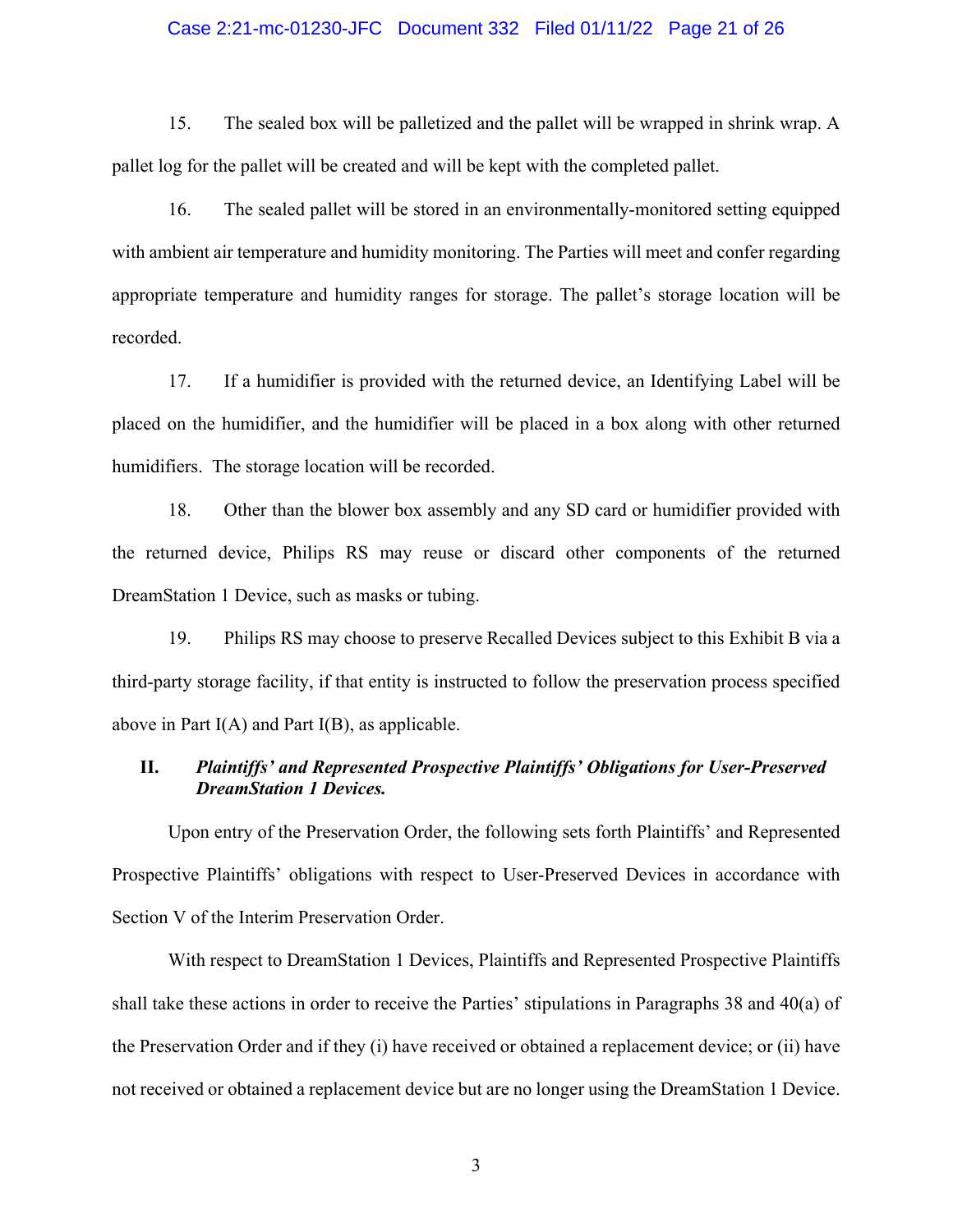15. The sealed box will be palletized and the pallet will be wrapped in shrink wrap. A pallet log for the pallet will be created and will be kept with the completed pallet.

16. The sealed pallet will be stored in an environmentally-monitored setting equipped with ambient air temperature and humidity monitoring. The Parties will meet and confer regarding appropriate temperature and humidity ranges for storage. The pallet's storage location will be recorded.

17. If a humidifier is provided with the returned device, an Identifying Label will be placed on the humidifier, and the humidifier will be placed in a box along with other returned humidifiers. The storage location will be recorded.

18. Other than the blower box assembly and any SD card or humidifier provided with the returned device, Philips RS may reuse or discard other components of the returned DreamStation 1 Device, such as masks or tubing.

19. Philips RS may choose to preserve Recalled Devices subject to this Exhibit B via a third-party storage facility, if that entity is instructed to follow the preservation process specified above in Part I(A) and Part I(B), as applicable.

## II. *Plaintiffs' and Represented Prospective Plaintiffs' Obligations for User-Preserved DreamStation 1 Devices.*

Upon entry of the Preservation Order, the following sets forth Plaintiffs' and Represented Prospective Plaintiffs' obligations with respect to User-Preserved Devices in accordance with Section V of the Interim Preservation Order.

With respect to DreamStation 1 Devices, Plaintiffs and Represented Prospective Plaintiffs shall take these actions in order to receive the Parties' stipulations in Paragraphs 38 and 40(a) of the Preservation Order and if they (i) have received or obtained a replacement device; or (ii) have not received or obtained a replacement device but are no longer using the DreamStation 1 Device.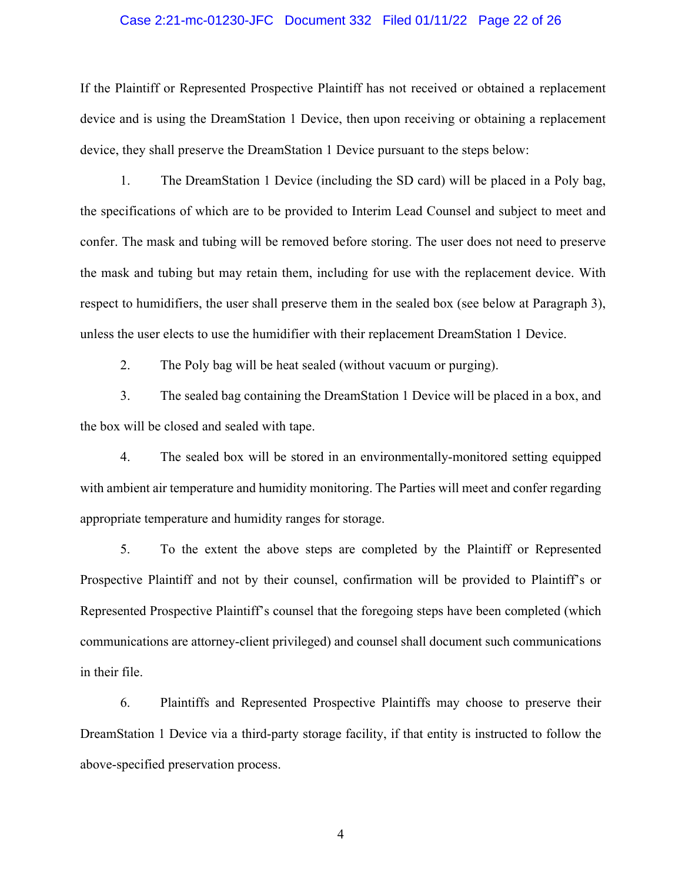If the Plaintiff or Represented Prospective Plaintiff has not received or obtained a replacement device and is using the DreamStation 1 Device, then upon receiving or obtaining a replacement device, they shall preserve the DreamStation 1 Device pursuant to the steps below:

1. The DreamStation 1 Device (including the SD card) will be placed in a Poly bag, the specifications of which are to be provided to Interim Lead Counsel and subject to meet and confer. The mask and tubing will be removed before storing. The user does not need to preserve the mask and tubing but may retain them, including for use with the replacement device. With respect to humidifiers, the user shall preserve them in the sealed box (see below at Paragraph 3), unless the user elects to use the humidifier with their replacement DreamStation 1 Device.

2. The Poly bag will be heat sealed (without vacuum or purging).

3. The sealed bag containing the DreamStation 1 Device will be placed in a box, and the box will be closed and sealed with tape.

4. The sealed box will be stored in an environmentally-monitored setting equipped with ambient air temperature and humidity monitoring. The Parties will meet and confer regarding appropriate temperature and humidity ranges for storage.

5. To the extent the above steps are completed by the Plaintiff or Represented Prospective Plaintiff and not by their counsel, confirmation will be provided to Plaintiff's or Represented Prospective Plaintiff's counsel that the foregoing steps have been completed (which communications are attorney-client privileged) and counsel shall document such communications in their file.

6. Plaintiffs and Represented Prospective Plaintiffs may choose to preserve their DreamStation 1 Device via a third-party storage facility, if that entity is instructed to follow the above-specified preservation process.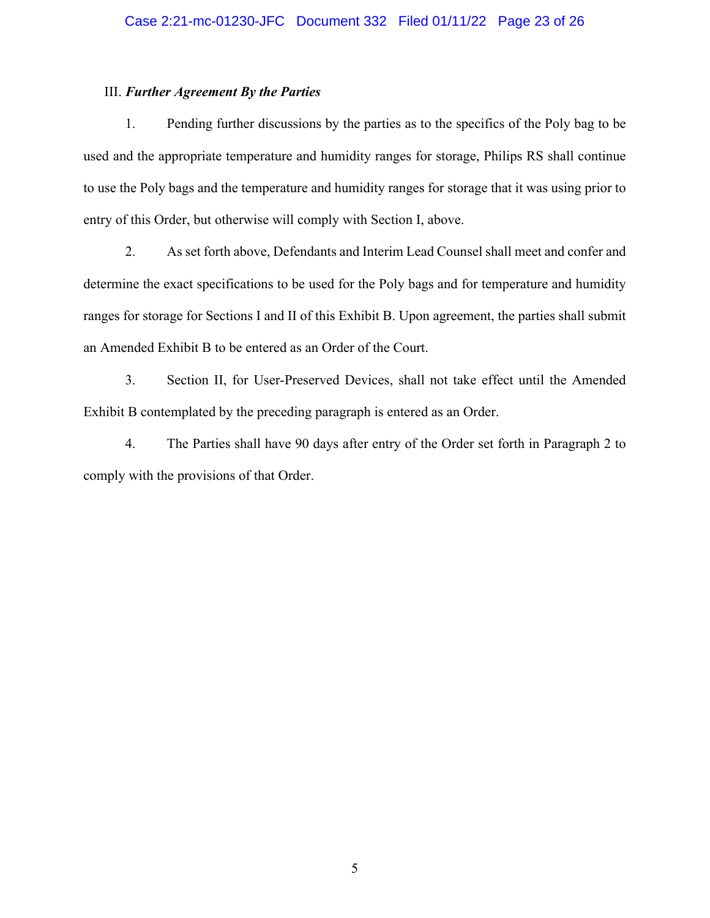III. ***Further Agreement By the Parties***

1. Pending further discussions by the parties as to the specifics of the Poly bag to be used and the appropriate temperature and humidity ranges for storage, Philips RS shall continue to use the Poly bags and the temperature and humidity ranges for storage that it was using prior to entry of this Order, but otherwise will comply with Section I, above.

2. As set forth above, Defendants and Interim Lead Counsel shall meet and confer and determine the exact specifications to be used for the Poly bags and for temperature and humidity ranges for storage for Sections I and II of this Exhibit B. Upon agreement, the parties shall submit an Amended Exhibit B to be entered as an Order of the Court.

3. Section II, for User-Preserved Devices, shall not take effect until the Amended Exhibit B contemplated by the preceding paragraph is entered as an Order.

4. The Parties shall have 90 days after entry of the Order set forth in Paragraph 2 to comply with the provisions of that Order.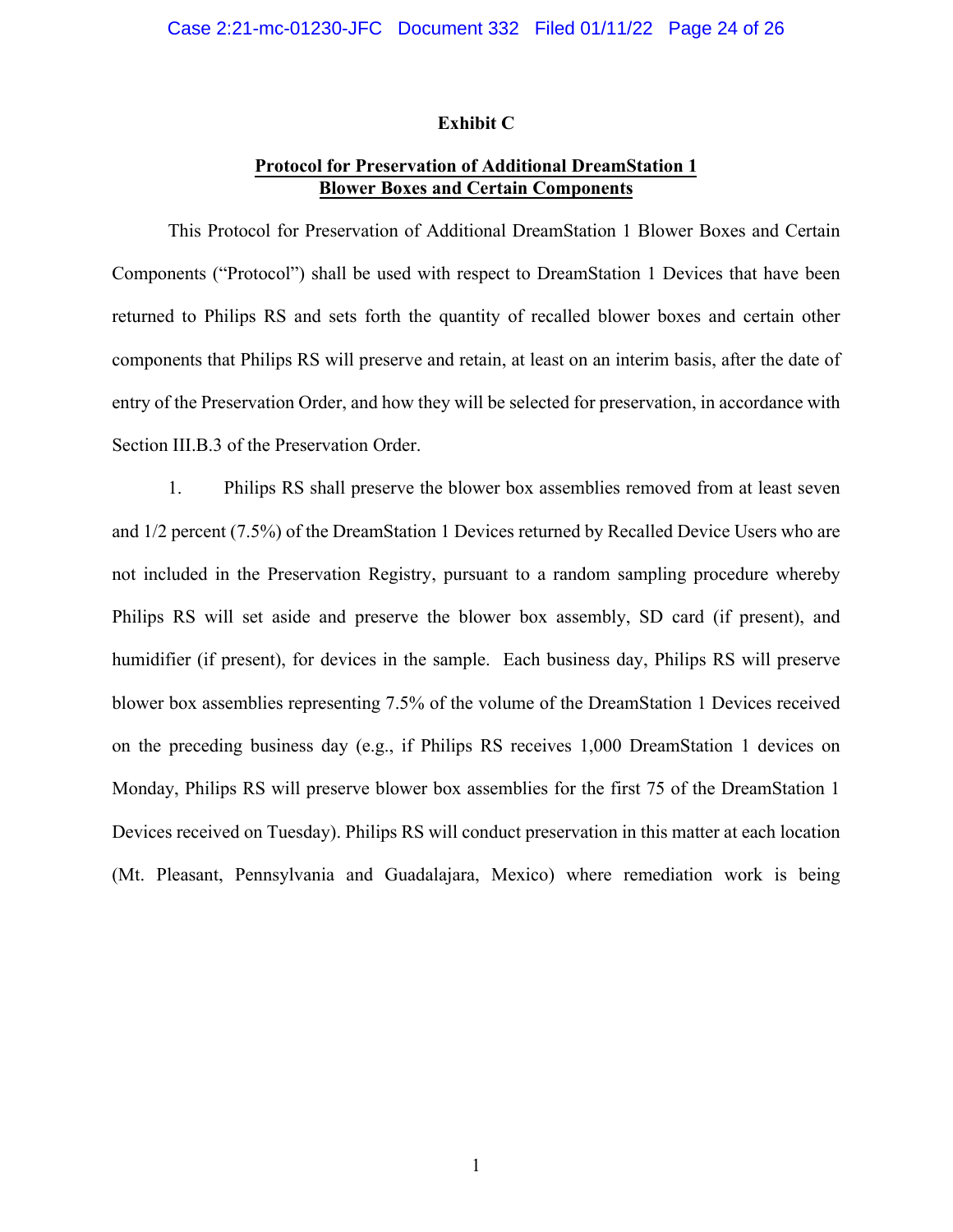**Exhibit C**

**Protocol for Preservation of Additional DreamStation 1 Blower Boxes and Certain Components**

This Protocol for Preservation of Additional DreamStation 1 Blower Boxes and Certain Components ("Protocol") shall be used with respect to DreamStation 1 Devices that have been returned to Philips RS and sets forth the quantity of recalled blower boxes and certain other components that Philips RS will preserve and retain, at least on an interim basis, after the date of entry of the Preservation Order, and how they will be selected for preservation, in accordance with Section III.B.3 of the Preservation Order.

1. Philips RS shall preserve the blower box assemblies removed from at least seven and 1/2 percent (7.5%) of the DreamStation 1 Devices returned by Recalled Device Users who are not included in the Preservation Registry, pursuant to a random sampling procedure whereby Philips RS will set aside and preserve the blower box assembly, SD card (if present), and humidifier (if present), for devices in the sample. Each business day, Philips RS will preserve blower box assemblies representing 7.5% of the volume of the DreamStation 1 Devices received on the preceding business day (e.g., if Philips RS receives 1,000 DreamStation 1 devices on Monday, Philips RS will preserve blower box assemblies for the first 75 of the DreamStation 1 Devices received on Tuesday). Philips RS will conduct preservation in this matter at each location (Mt. Pleasant, Pennsylvania and Guadalajara, Mexico) where remediation work is being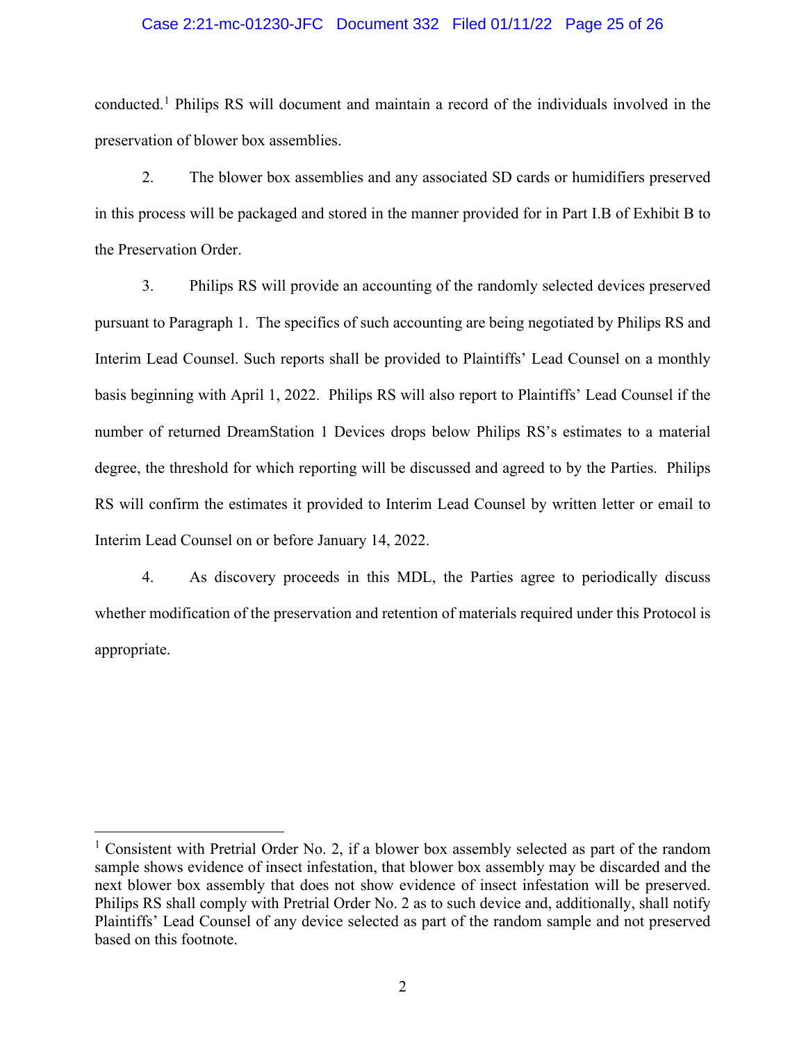conducted.[1] Philips RS will document and maintain a record of the individuals involved in the preservation of blower box assemblies.

2. The blower box assemblies and any associated SD cards or humidifiers preserved in this process will be packaged and stored in the manner provided for in Part I.B of Exhibit B to the Preservation Order.

3. Philips RS will provide an accounting of the randomly selected devices preserved pursuant to Paragraph 1. The specifics of such accounting are being negotiated by Philips RS and Interim Lead Counsel. Such reports shall be provided to Plaintiffs' Lead Counsel on a monthly basis beginning with April 1, 2022. Philips RS will also report to Plaintiffs' Lead Counsel if the number of returned DreamStation 1 Devices drops below Philips RS's estimates to a material degree, the threshold for which reporting will be discussed and agreed to by the Parties. Philips RS will confirm the estimates it provided to Interim Lead Counsel by written letter or email to Interim Lead Counsel on or before January 14, 2022.

4. As discovery proceeds in this MDL, the Parties agree to periodically discuss whether modification of the preservation and retention of materials required under this Protocol is appropriate.

---

[1] Consistent with Pretrial Order No. 2, if a blower box assembly selected as part of the random sample shows evidence of insect infestation, that blower box assembly may be discarded and the next blower box assembly that does not show evidence of insect infestation will be preserved. Philips RS shall comply with Pretrial Order No. 2 as to such device and, additionally, shall notify Plaintiffs' Lead Counsel of any device selected as part of the random sample and not preserved based on this footnote.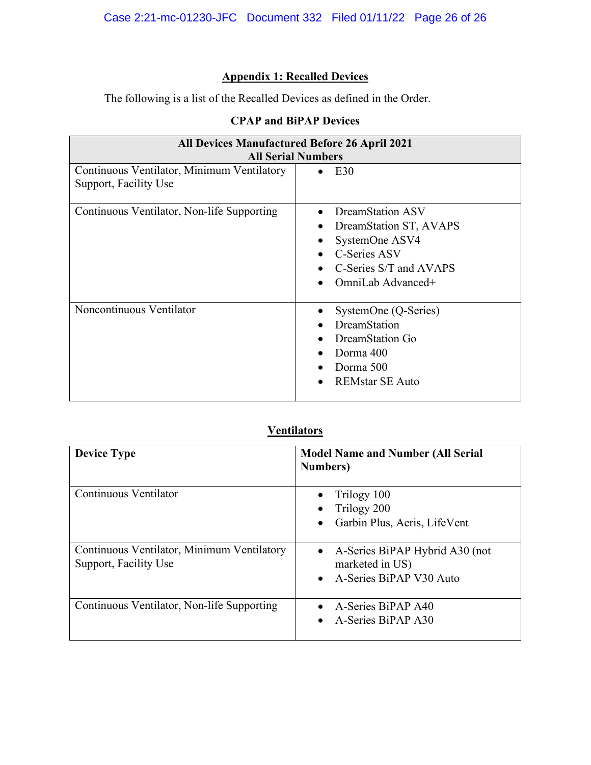## Appendix 1: Recalled Devices

The following is a list of the Recalled Devices as defined in the Order.

### CPAP and BiPAP Devices

| All Devices Manufactured Before 26 April 2021<br>All Serial Numbers | |
|---|---|
| Continuous Ventilator, Minimum Ventilatory Support, Facility Use | • E30 |
| Continuous Ventilator, Non-life Supporting | • DreamStation ASV<br>• DreamStation ST, AVAPS<br>• SystemOne ASV4<br>• C-Series ASV<br>• C-Series S/T and AVAPS<br>• OmniLab Advanced+ |
| Noncontinuous Ventilator | • SystemOne (Q-Series)<br>• DreamStation<br>• DreamStation Go<br>• Dorma 400<br>• Dorma 500<br>• REMstar SE Auto |

### Ventilators

| Device Type | Model Name and Number (All Serial Numbers) |
|---|---|
| Continuous Ventilator | • Trilogy 100<br>• Trilogy 200<br>• Garbin Plus, Aeris, LifeVent |
| Continuous Ventilator, Minimum Ventilatory Support, Facility Use | • A-Series BiPAP Hybrid A30 (not marketed in US)<br>• A-Series BiPAP V30 Auto |
| Continuous Ventilator, Non-life Supporting | • A-Series BiPAP A40<br>• A-Series BiPAP A30 |